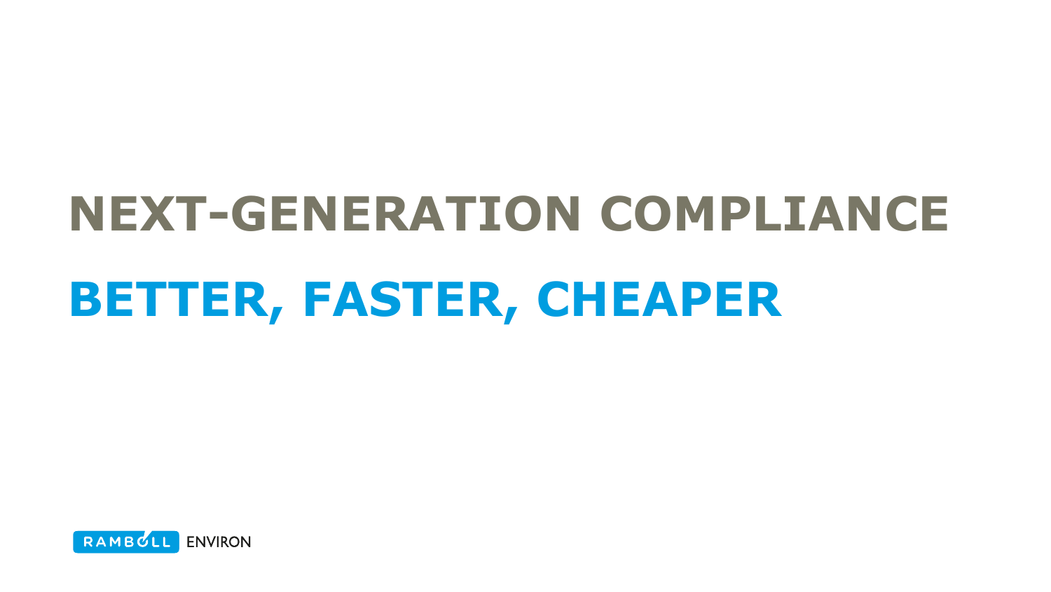# NEXT-GENERATION COMPLIANCE

## BETTER, FASTER, CHEAPER

RAMBØLL ENVIRON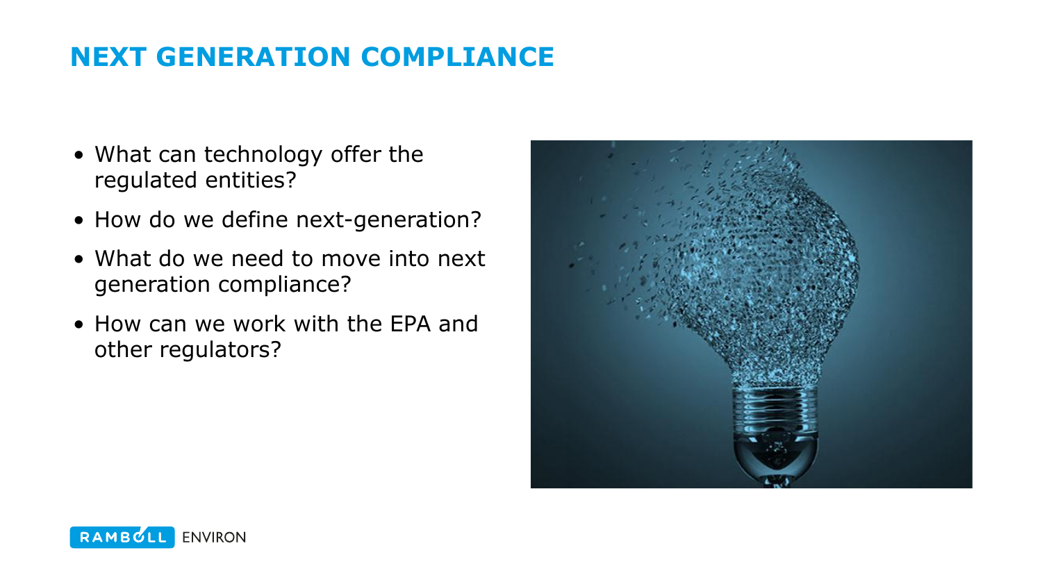# NEXT GENERATION COMPLIANCE

- What can technology offer the regulated entities?
- How do we define next-generation?
- What do we need to move into next generation compliance?
- How can we work with the EPA and other regulators?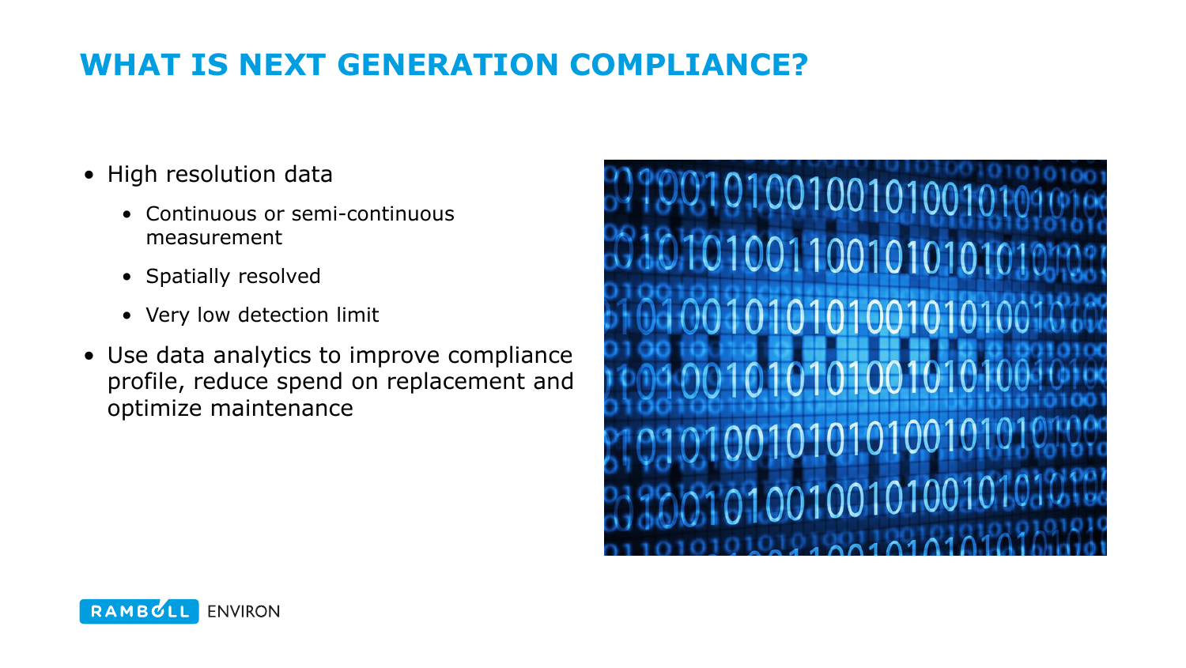# WHAT IS NEXT GENERATION COMPLIANCE?

- High resolution data
  - Continuous or semi-continuous measurement
  - Spatially resolved
  - Very low detection limit
- Use data analytics to improve compliance profile, reduce spend on replacement and optimize maintenance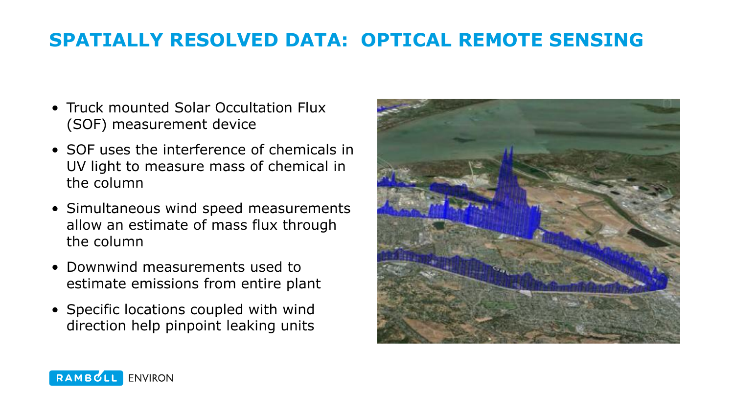# SPATIALLY RESOLVED DATA: OPTICAL REMOTE SENSING

- Truck mounted Solar Occultation Flux (SOF) measurement device
- SOF uses the interference of chemicals in UV light to measure mass of chemical in the column
- Simultaneous wind speed measurements allow an estimate of mass flux through the column
- Downwind measurements used to estimate emissions from entire plant
- Specific locations coupled with wind direction help pinpoint leaking units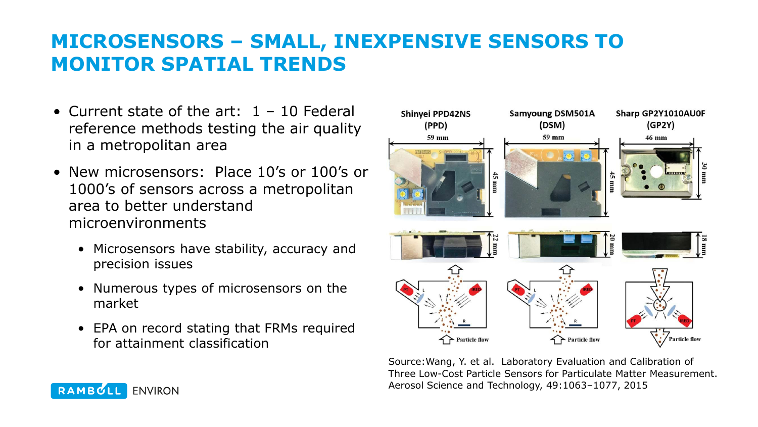# MICROSENSORS – SMALL, INEXPENSIVE SENSORS TO MONITOR SPATIAL TRENDS

- Current state of the art: 1 – 10 Federal reference methods testing the air quality in a metropolitan area
- New microsensors: Place 10's or 100's or 1000's of sensors across a metropolitan area to better understand microenvironments
  - Microsensors have stability, accuracy and precision issues
  - Numerous types of microsensors on the market
  - EPA on record stating that FRMs required for attainment classification

Shinyei PPD42NS (PPD) — 59 mm × 45 mm × 22 mm

Samyoung DSM501A (DSM) — 59 mm × 45 mm × 20 mm

Sharp GP2Y1010AU0F (GP2Y) — 46 mm × 30 mm × 18 mm

Source: Wang, Y. et al. Laboratory Evaluation and Calibration of Three Low-Cost Particle Sensors for Particulate Matter Measurement. Aerosol Science and Technology, 49:1063–1077, 2015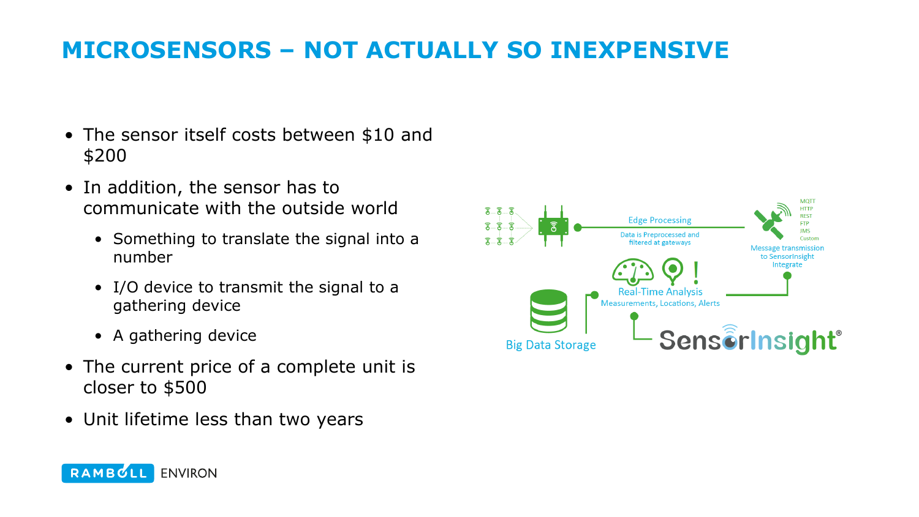# MICROSENSORS – NOT ACTUALLY SO INEXPENSIVE

- The sensor itself costs between $10 and $200
- In addition, the sensor has to communicate with the outside world
  - Something to translate the signal into a number
  - I/O device to transmit the signal to a gathering device
  - A gathering device
- The current price of a complete unit is closer to $500
- Unit lifetime less than two years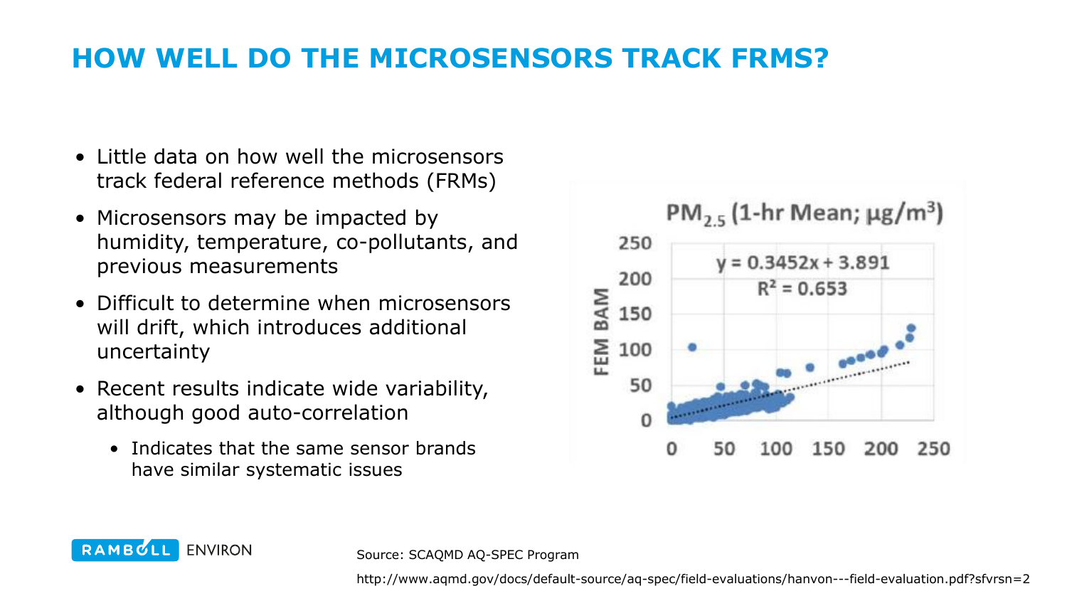# HOW WELL DO THE MICROSENSORS TRACK FRMS?

- Little data on how well the microsensors track federal reference methods (FRMs)
- Microsensors may be impacted by humidity, temperature, co-pollutants, and previous measurements
- Difficult to determine when microsensors will drift, which introduces additional uncertainty
- Recent results indicate wide variability, although good auto-correlation
  - Indicates that the same sensor brands have similar systematic issues

$PM_{2.5}$ (1-hr Mean; µg/m$^3$)

$y = 0.3452x + 3.891$

$R^2 = 0.653$

FEM BAM

Source: SCAQMD AQ-SPEC Program

http://www.aqmd.gov/docs/default-source/aq-spec/field-evaluations/hanvon---field-evaluation.pdf?sfvrsn=2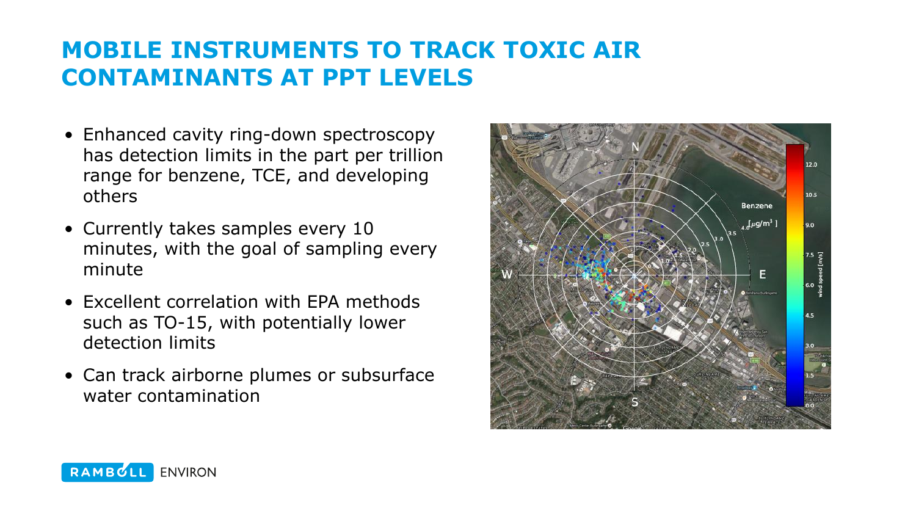# MOBILE INSTRUMENTS TO TRACK TOXIC AIR CONTAMINANTS AT PPT LEVELS

- Enhanced cavity ring-down spectroscopy has detection limits in the part per trillion range for benzene, TCE, and developing others
- Currently takes samples every 10 minutes, with the goal of sampling every minute
- Excellent correlation with EPA methods such as TO-15, with potentially lower detection limits
- Can track airborne plumes or subsurface water contamination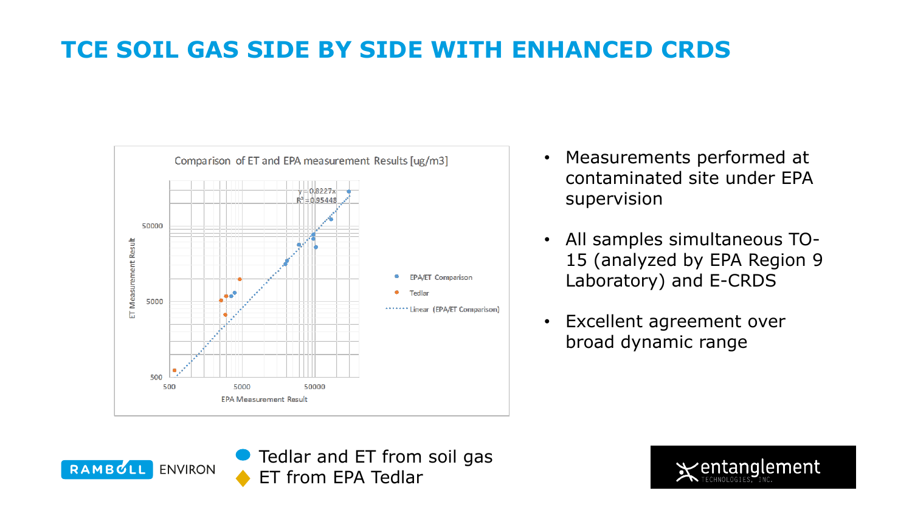# TCE SOIL GAS SIDE BY SIDE WITH ENHANCED CRDS

Comparison of ET and EPA measurement Results [ug/m3]

$y = 0.8227x$
$R^2 = 0.95448$

ET Measurement Result

EPA Measurement Result

500, 5000, 50000

- EPA/ET Comparison
- Tedlar
- Linear (EPA/ET Comparison)

- Measurements performed at contaminated site under EPA supervision
- All samples simultaneous TO-15 (analyzed by EPA Region 9 Laboratory) and E-CRDS
- Excellent agreement over broad dynamic range

Tedlar and ET from soil gas
ET from EPA Tedlar

RAMBOLL ENVIRON

entanglement TECHNOLOGIES, INC.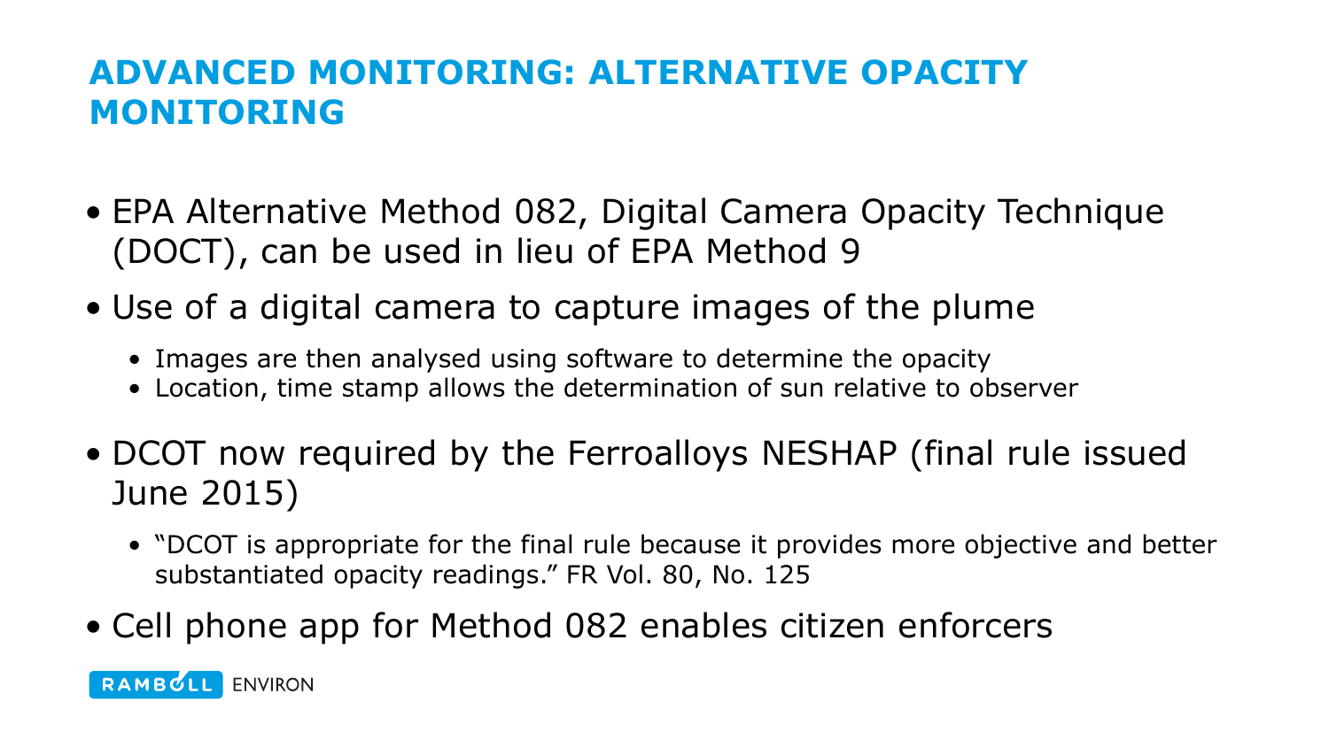# ADVANCED MONITORING: ALTERNATIVE OPACITY MONITORING

- EPA Alternative Method 082, Digital Camera Opacity Technique (DOCT), can be used in lieu of EPA Method 9
- Use of a digital camera to capture images of the plume
  - Images are then analysed using software to determine the opacity
  - Location, time stamp allows the determination of sun relative to observer
- DCOT now required by the Ferroalloys NESHAP (final rule issued June 2015)
  - "DCOT is appropriate for the final rule because it provides more objective and better substantiated opacity readings." FR Vol. 80, No. 125
- Cell phone app for Method 082 enables citizen enforcers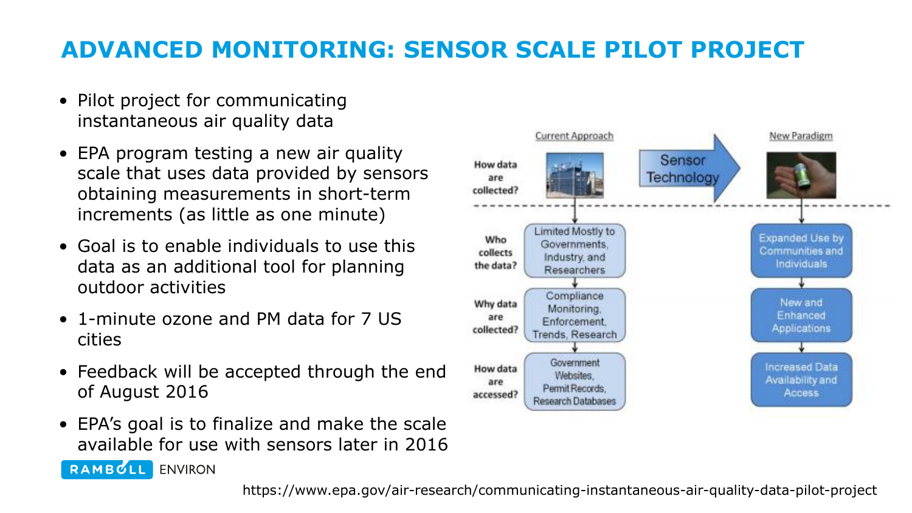# ADVANCED MONITORING: SENSOR SCALE PILOT PROJECT

- Pilot project for communicating instantaneous air quality data
- EPA program testing a new air quality scale that uses data provided by sensors obtaining measurements in short-term increments (as little as one minute)
- Goal is to enable individuals to use this data as an additional tool for planning outdoor activities
- 1-minute ozone and PM data for 7 US cities
- Feedback will be accepted through the end of August 2016
- EPA's goal is to finalize and make the scale available for use with sensors later in 2016

| | Current Approach | | New Paradigm |
|---|---|---|---|
| How data are collected? | | Sensor Technology | |
| Who collects the data? | Limited Mostly to Governments, Industry, and Researchers | | Expanded Use by Communities and Individuals |
| Why data are collected? | Compliance Monitoring, Enforcement, Trends, Research | | New and Enhanced Applications |
| How data are accessed? | Government Websites, Permit Records, Research Databases | | Increased Data Availability and Access |

https://www.epa.gov/air-research/communicating-instantaneous-air-quality-data-pilot-project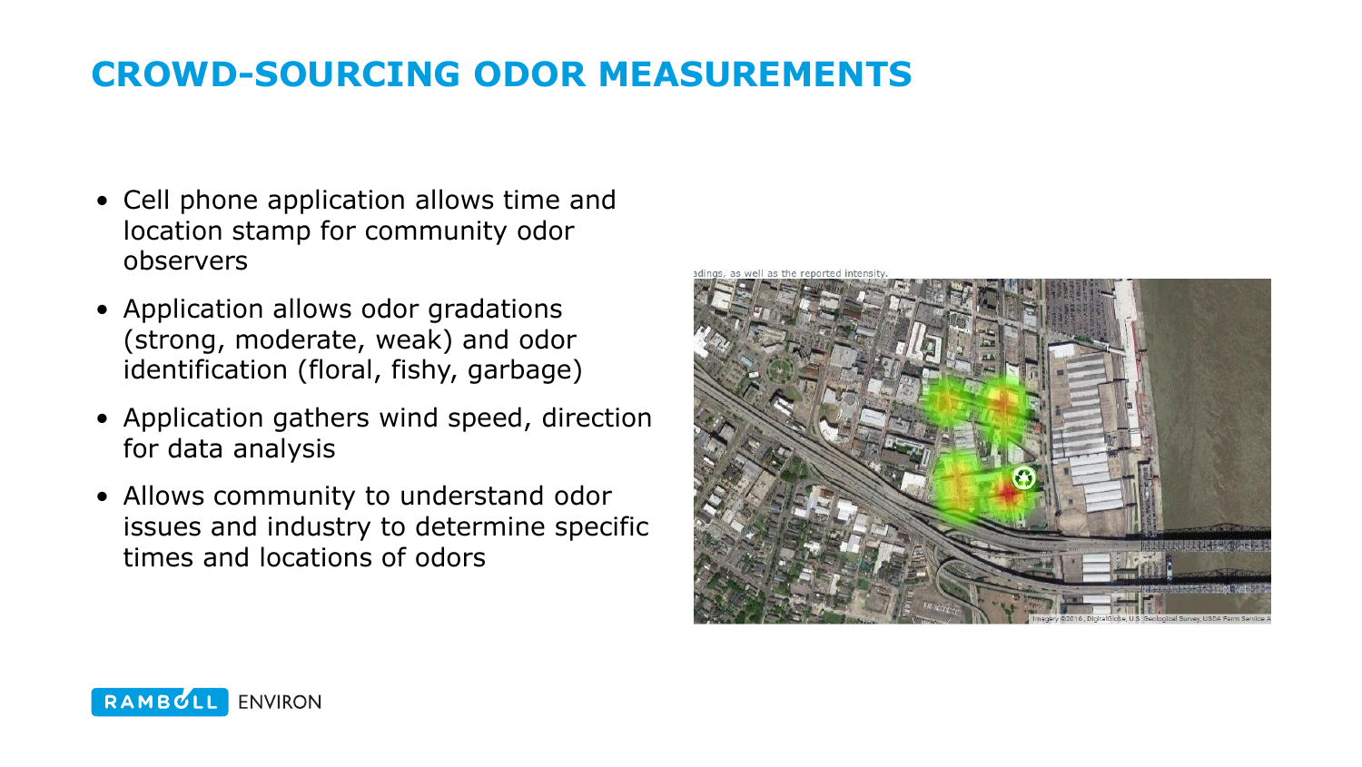# CROWD-SOURCING ODOR MEASUREMENTS

- Cell phone application allows time and location stamp for community odor observers
- Application allows odor gradations (strong, moderate, weak) and odor identification (floral, fishy, garbage)
- Application gathers wind speed, direction for data analysis
- Allows community to understand odor issues and industry to determine specific times and locations of odors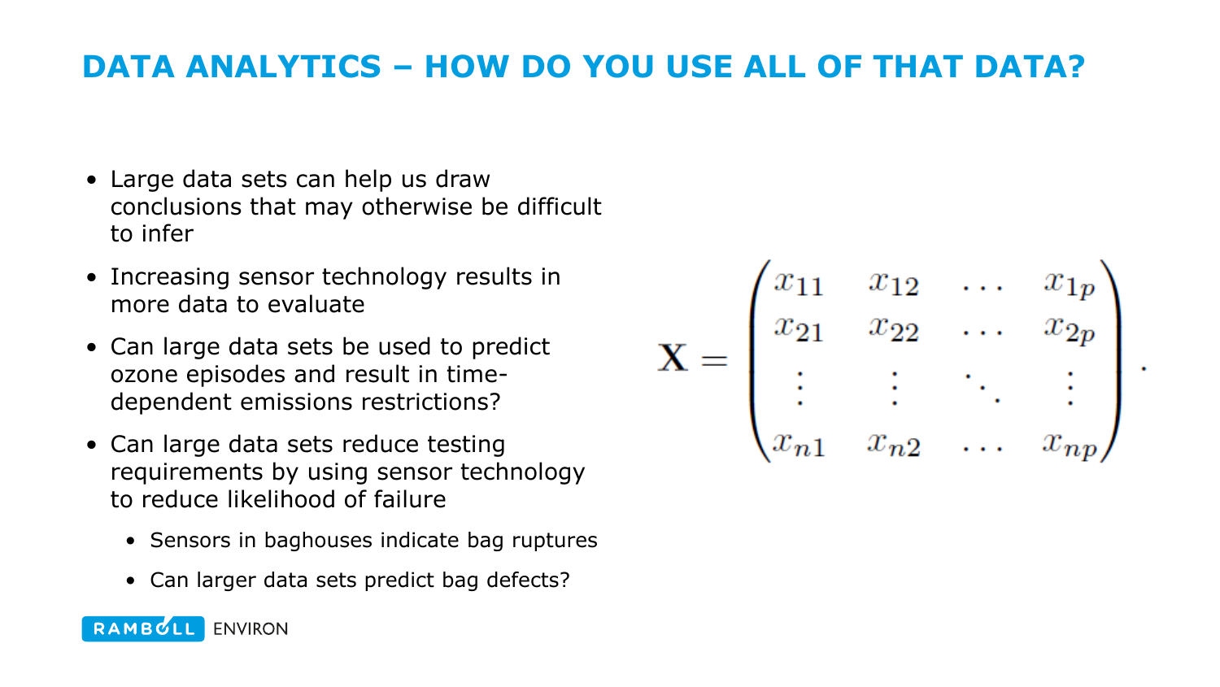# DATA ANALYTICS – HOW DO YOU USE ALL OF THAT DATA?

- Large data sets can help us draw conclusions that may otherwise be difficult to infer
- Increasing sensor technology results in more data to evaluate
- Can large data sets be used to predict ozone episodes and result in time-dependent emissions restrictions?
- Can large data sets reduce testing requirements by using sensor technology to reduce likelihood of failure
  - Sensors in baghouses indicate bag ruptures
  - Can larger data sets predict bag defects?

$$\mathbf{X} = \begin{pmatrix} x_{11} & x_{12} & \dots & x_{1p} \\ x_{21} & x_{22} & \dots & x_{2p} \\ \vdots & \vdots & \ddots & \vdots \\ x_{n1} & x_{n2} & \dots & x_{np} \end{pmatrix}.$$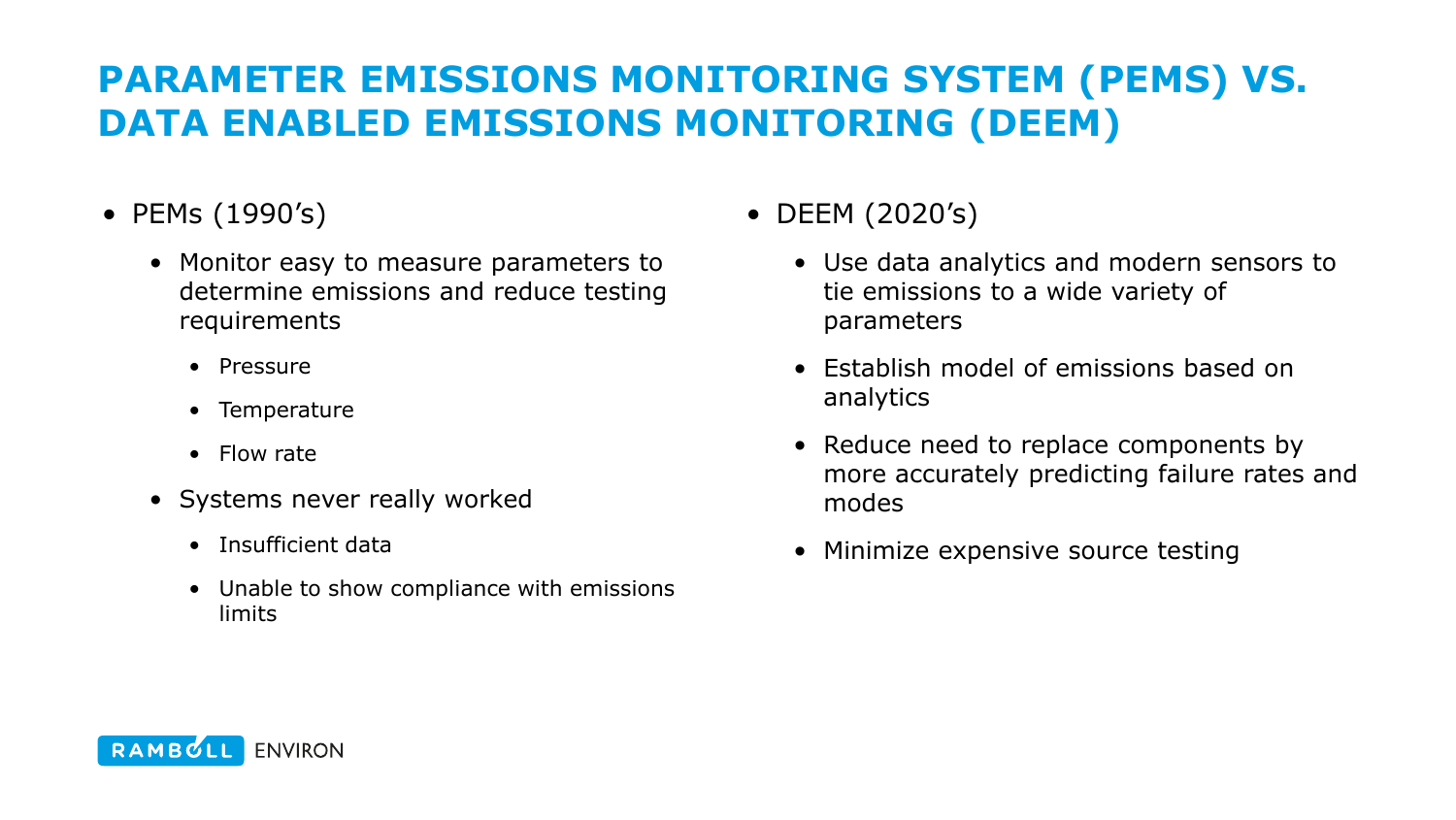# PARAMETER EMISSIONS MONITORING SYSTEM (PEMS) VS. DATA ENABLED EMISSIONS MONITORING (DEEM)

- PEMs (1990's)
  - Monitor easy to measure parameters to determine emissions and reduce testing requirements
    - Pressure
    - Temperature
    - Flow rate
  - Systems never really worked
    - Insufficient data
    - Unable to show compliance with emissions limits

- DEEM (2020's)
  - Use data analytics and modern sensors to tie emissions to a wide variety of parameters
  - Establish model of emissions based on analytics
  - Reduce need to replace components by more accurately predicting failure rates and modes
  - Minimize expensive source testing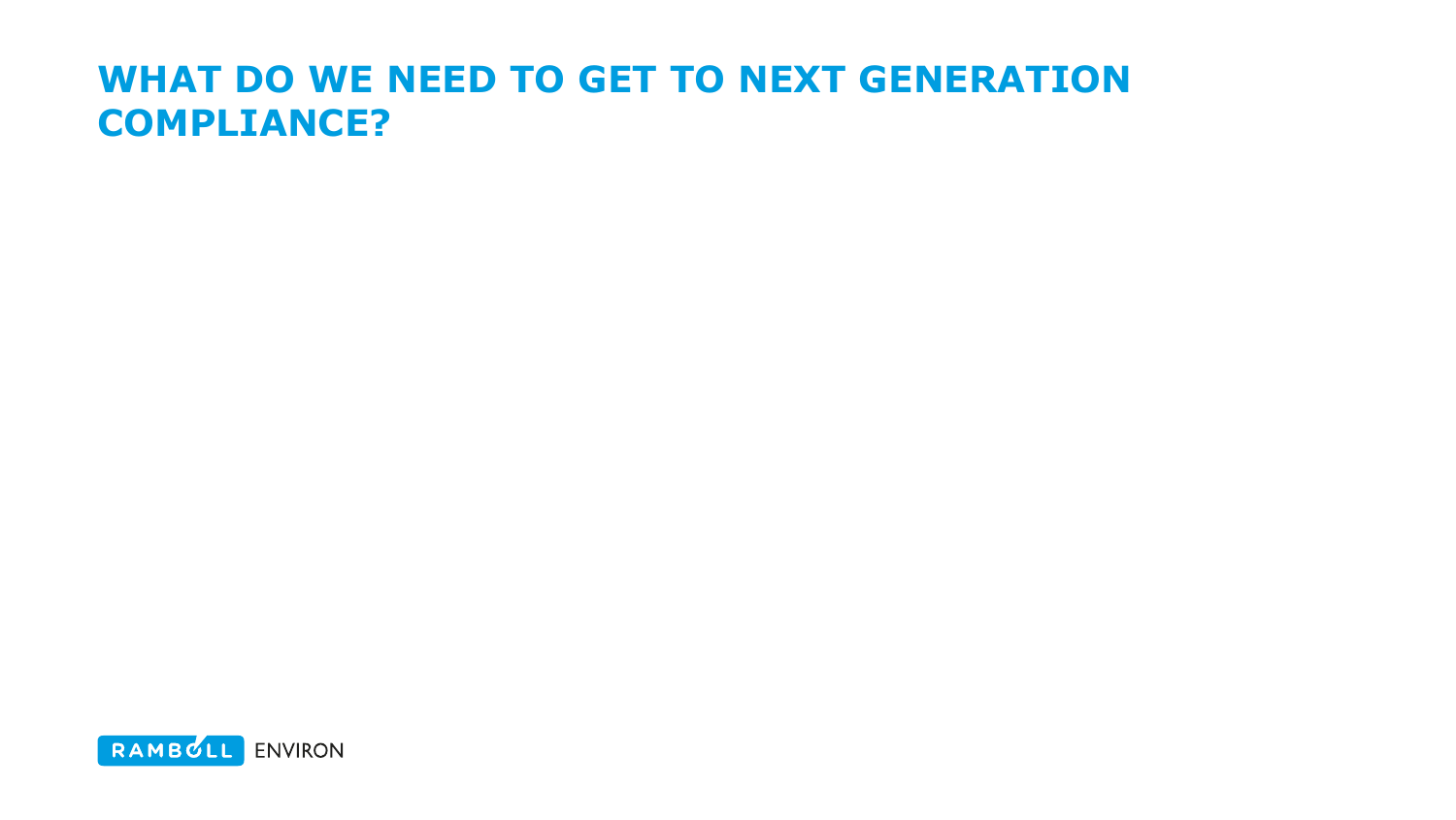# WHAT DO WE NEED TO GET TO NEXT GENERATION COMPLIANCE?